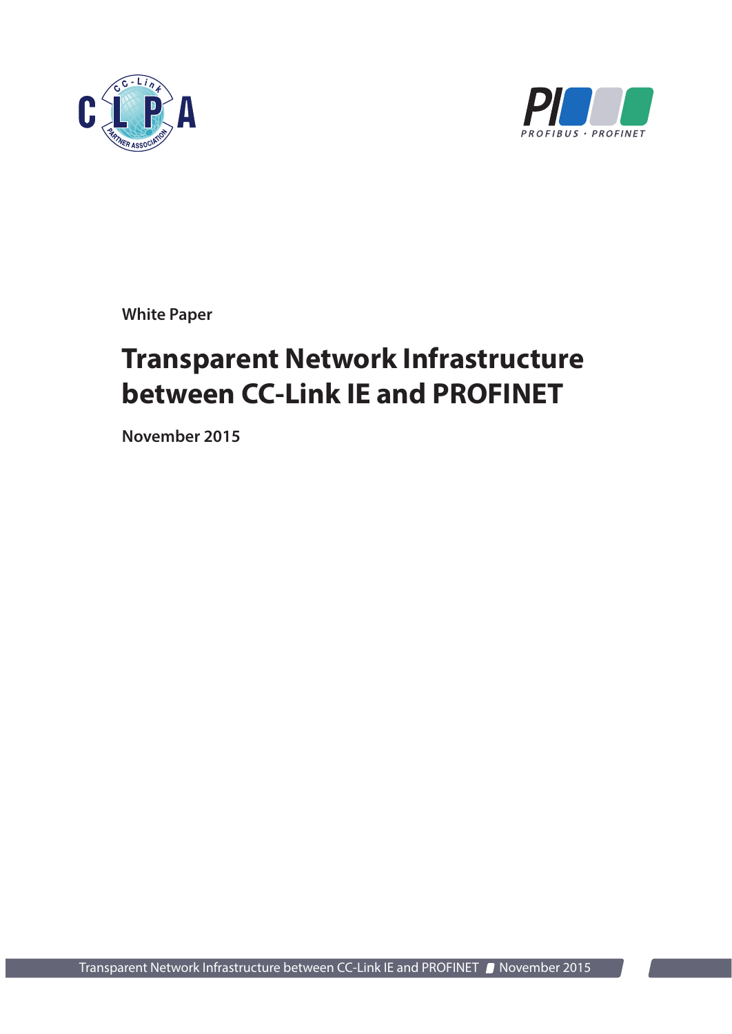White Paper

# Transparent Network Infrastructure between CC-Link IE and PROFINET

**November 2015**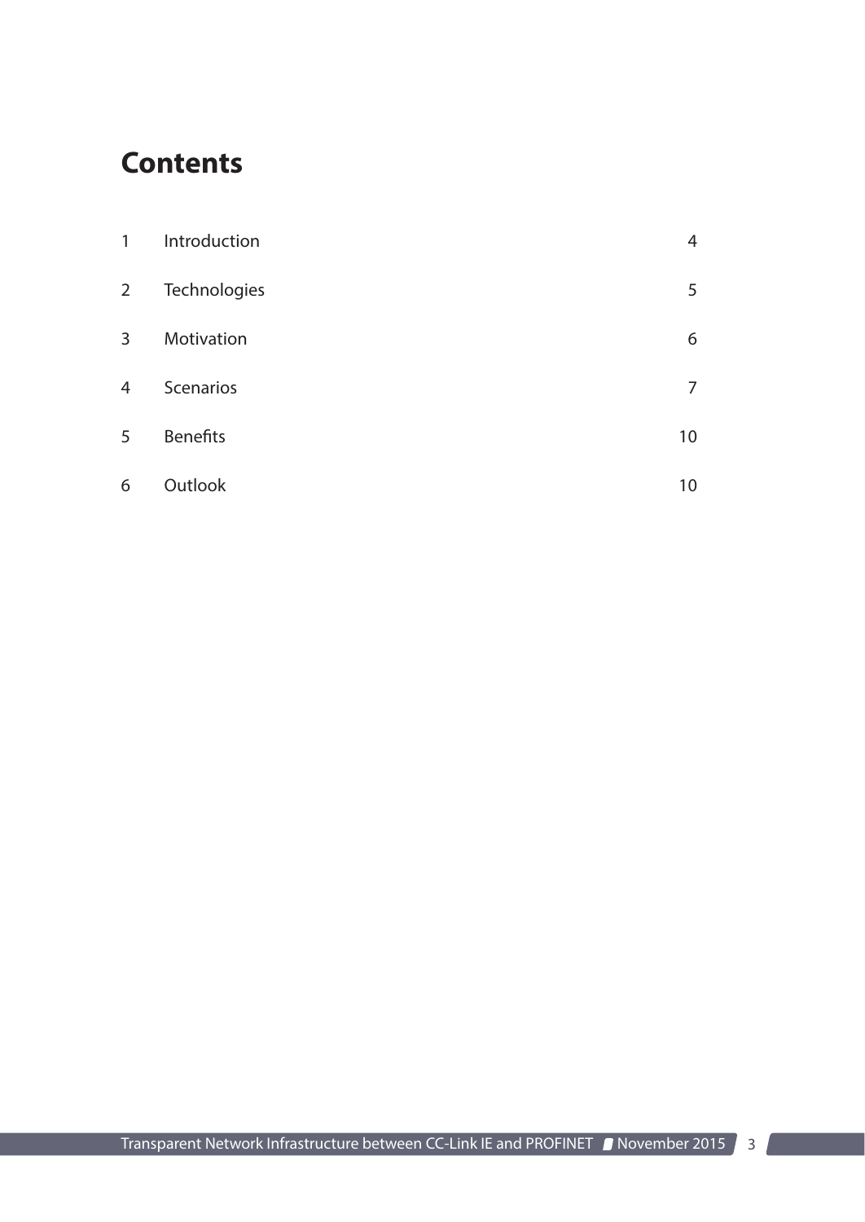# Contents

| | | |
|---|---|---|
| 1 | Introduction | 4 |
| 2 | Technologies | 5 |
| 3 | Motivation | 6 |
| 4 | Scenarios | 7 |
| 5 | Benefits | 10 |
| 6 | Outlook | 10 |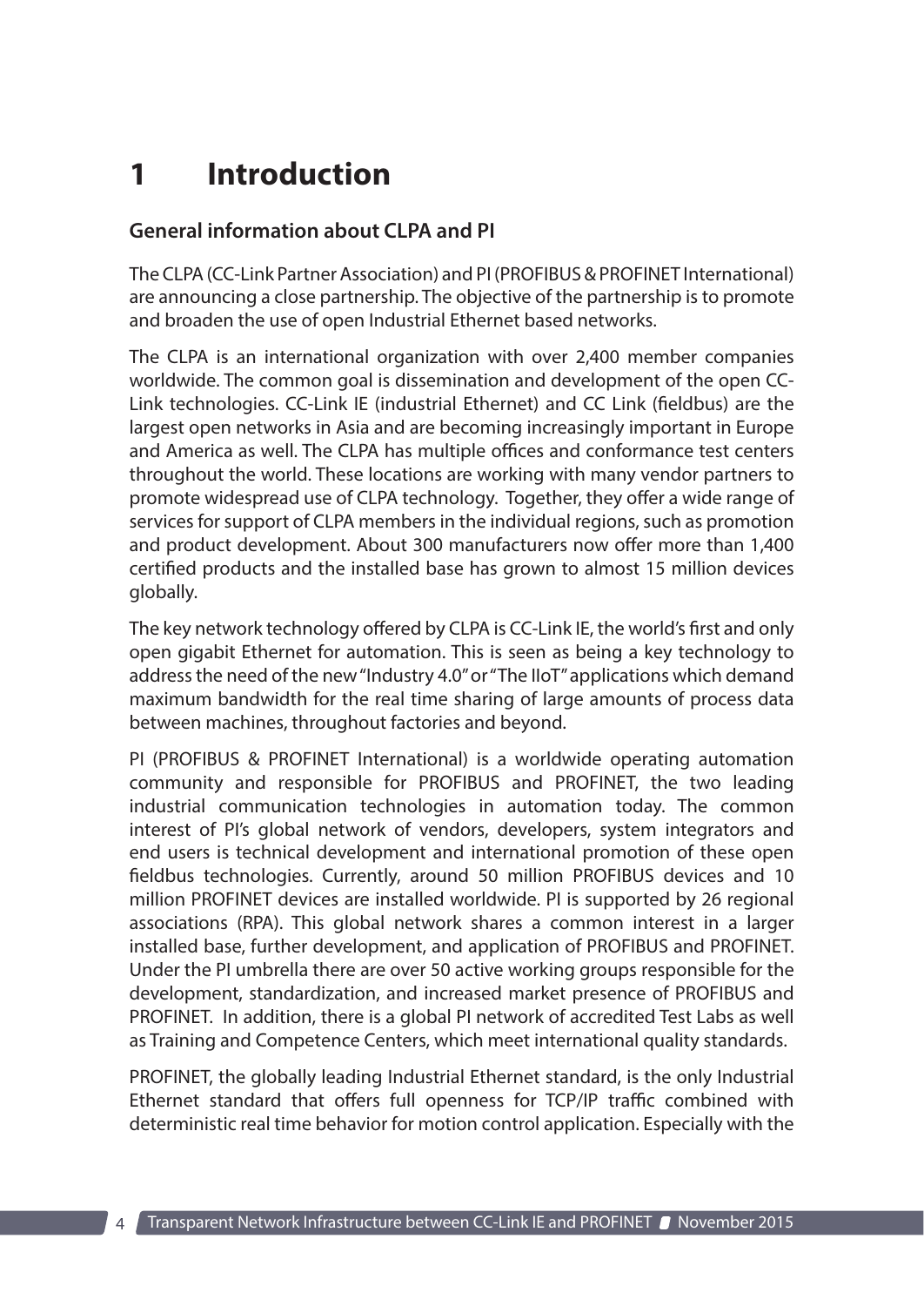# 1 Introduction

## General information about CLPA and PI

The CLPA (CC-Link Partner Association) and PI (PROFIBUS & PROFINET International) are announcing a close partnership. The objective of the partnership is to promote and broaden the use of open Industrial Ethernet based networks.

The CLPA is an international organization with over 2,400 member companies worldwide. The common goal is dissemination and development of the open CC-Link technologies. CC-Link IE (industrial Ethernet) and CC Link (fieldbus) are the largest open networks in Asia and are becoming increasingly important in Europe and America as well. The CLPA has multiple offices and conformance test centers throughout the world. These locations are working with many vendor partners to promote widespread use of CLPA technology. Together, they offer a wide range of services for support of CLPA members in the individual regions, such as promotion and product development. About 300 manufacturers now offer more than 1,400 certified products and the installed base has grown to almost 15 million devices globally.

The key network technology offered by CLPA is CC-Link IE, the world's first and only open gigabit Ethernet for automation. This is seen as being a key technology to address the need of the new "Industry 4.0" or "The IIoT" applications which demand maximum bandwidth for the real time sharing of large amounts of process data between machines, throughout factories and beyond.

PI (PROFIBUS & PROFINET International) is a worldwide operating automation community and responsible for PROFIBUS and PROFINET, the two leading industrial communication technologies in automation today. The common interest of PI's global network of vendors, developers, system integrators and end users is technical development and international promotion of these open fieldbus technologies. Currently, around 50 million PROFIBUS devices and 10 million PROFINET devices are installed worldwide. PI is supported by 26 regional associations (RPA). This global network shares a common interest in a larger installed base, further development, and application of PROFIBUS and PROFINET. Under the PI umbrella there are over 50 active working groups responsible for the development, standardization, and increased market presence of PROFIBUS and PROFINET. In addition, there is a global PI network of accredited Test Labs as well as Training and Competence Centers, which meet international quality standards.

PROFINET, the globally leading Industrial Ethernet standard, is the only Industrial Ethernet standard that offers full openness for TCP/IP traffic combined with deterministic real time behavior for motion control application. Especially with the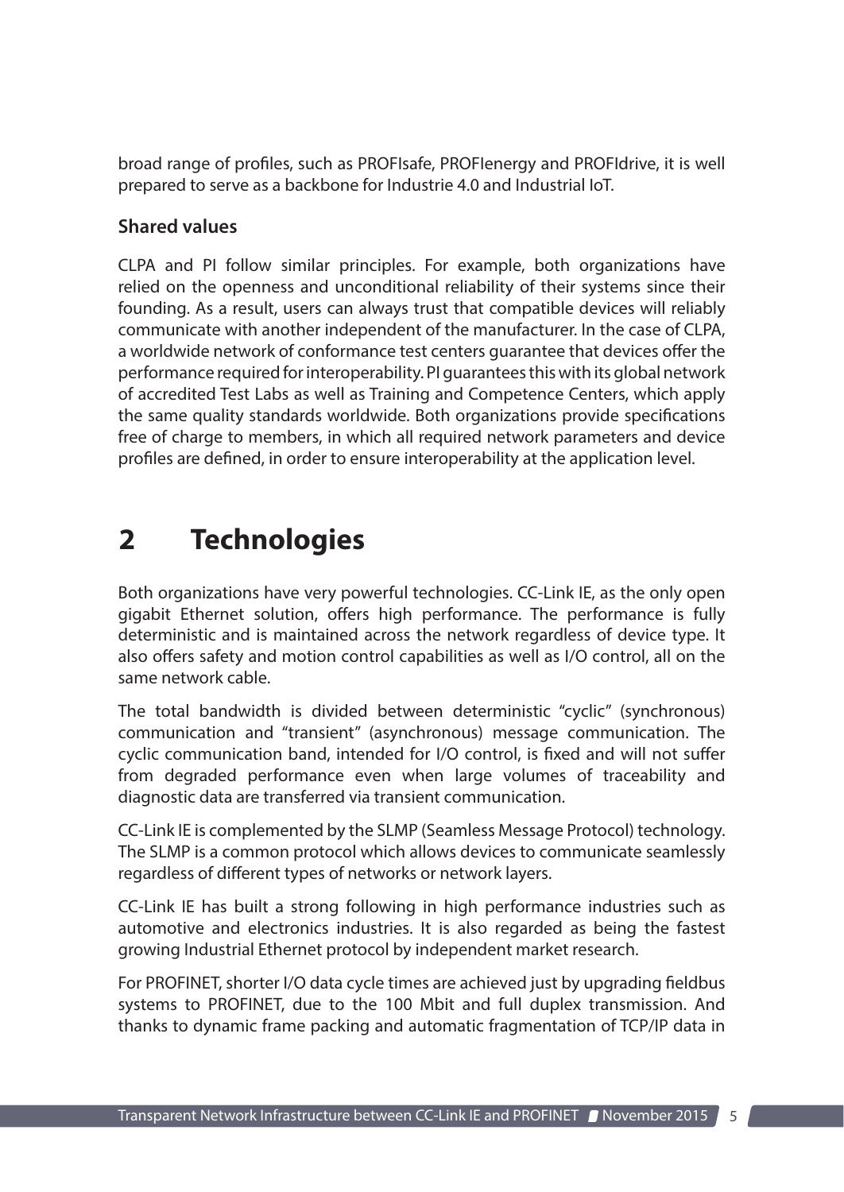broad range of profiles, such as PROFIsafe, PROFIenergy and PROFIdrive, it is well prepared to serve as a backbone for Industrie 4.0 and Industrial IoT.

### Shared values

CLPA and PI follow similar principles. For example, both organizations have relied on the openness and unconditional reliability of their systems since their founding. As a result, users can always trust that compatible devices will reliably communicate with another independent of the manufacturer. In the case of CLPA, a worldwide network of conformance test centers guarantee that devices offer the performance required for interoperability. PI guarantees this with its global network of accredited Test Labs as well as Training and Competence Centers, which apply the same quality standards worldwide. Both organizations provide specifications free of charge to members, in which all required network parameters and device profiles are defined, in order to ensure interoperability at the application level.

## 2 Technologies

Both organizations have very powerful technologies. CC-Link IE, as the only open gigabit Ethernet solution, offers high performance. The performance is fully deterministic and is maintained across the network regardless of device type. It also offers safety and motion control capabilities as well as I/O control, all on the same network cable.

The total bandwidth is divided between deterministic "cyclic" (synchronous) communication and "transient" (asynchronous) message communication. The cyclic communication band, intended for I/O control, is fixed and will not suffer from degraded performance even when large volumes of traceability and diagnostic data are transferred via transient communication.

CC-Link IE is complemented by the SLMP (Seamless Message Protocol) technology. The SLMP is a common protocol which allows devices to communicate seamlessly regardless of different types of networks or network layers.

CC-Link IE has built a strong following in high performance industries such as automotive and electronics industries. It is also regarded as being the fastest growing Industrial Ethernet protocol by independent market research.

For PROFINET, shorter I/O data cycle times are achieved just by upgrading fieldbus systems to PROFINET, due to the 100 Mbit and full duplex transmission. And thanks to dynamic frame packing and automatic fragmentation of TCP/IP data in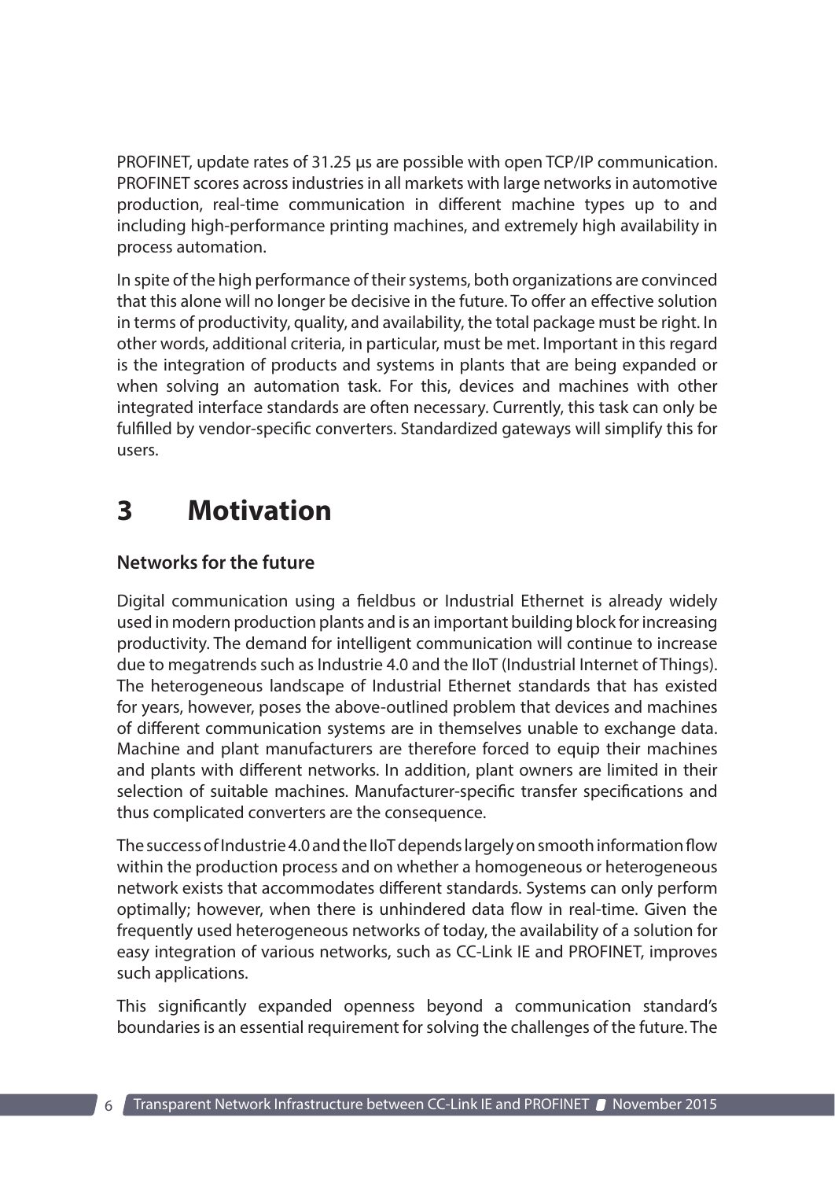PROFINET, update rates of 31.25 µs are possible with open TCP/IP communication. PROFINET scores across industries in all markets with large networks in automotive production, real-time communication in different machine types up to and including high-performance printing machines, and extremely high availability in process automation.

In spite of the high performance of their systems, both organizations are convinced that this alone will no longer be decisive in the future. To offer an effective solution in terms of productivity, quality, and availability, the total package must be right. In other words, additional criteria, in particular, must be met. Important in this regard is the integration of products and systems in plants that are being expanded or when solving an automation task. For this, devices and machines with other integrated interface standards are often necessary. Currently, this task can only be fulfilled by vendor-specific converters. Standardized gateways will simplify this for users.

# 3 Motivation

### Networks for the future

Digital communication using a fieldbus or Industrial Ethernet is already widely used in modern production plants and is an important building block for increasing productivity. The demand for intelligent communication will continue to increase due to megatrends such as Industrie 4.0 and the IIoT (Industrial Internet of Things). The heterogeneous landscape of Industrial Ethernet standards that has existed for years, however, poses the above-outlined problem that devices and machines of different communication systems are in themselves unable to exchange data. Machine and plant manufacturers are therefore forced to equip their machines and plants with different networks. In addition, plant owners are limited in their selection of suitable machines. Manufacturer-specific transfer specifications and thus complicated converters are the consequence.

The success of Industrie 4.0 and the IIoT depends largely on smooth information flow within the production process and on whether a homogeneous or heterogeneous network exists that accommodates different standards. Systems can only perform optimally; however, when there is unhindered data flow in real-time. Given the frequently used heterogeneous networks of today, the availability of a solution for easy integration of various networks, such as CC-Link IE and PROFINET, improves such applications.

This significantly expanded openness beyond a communication standard's boundaries is an essential requirement for solving the challenges of the future. The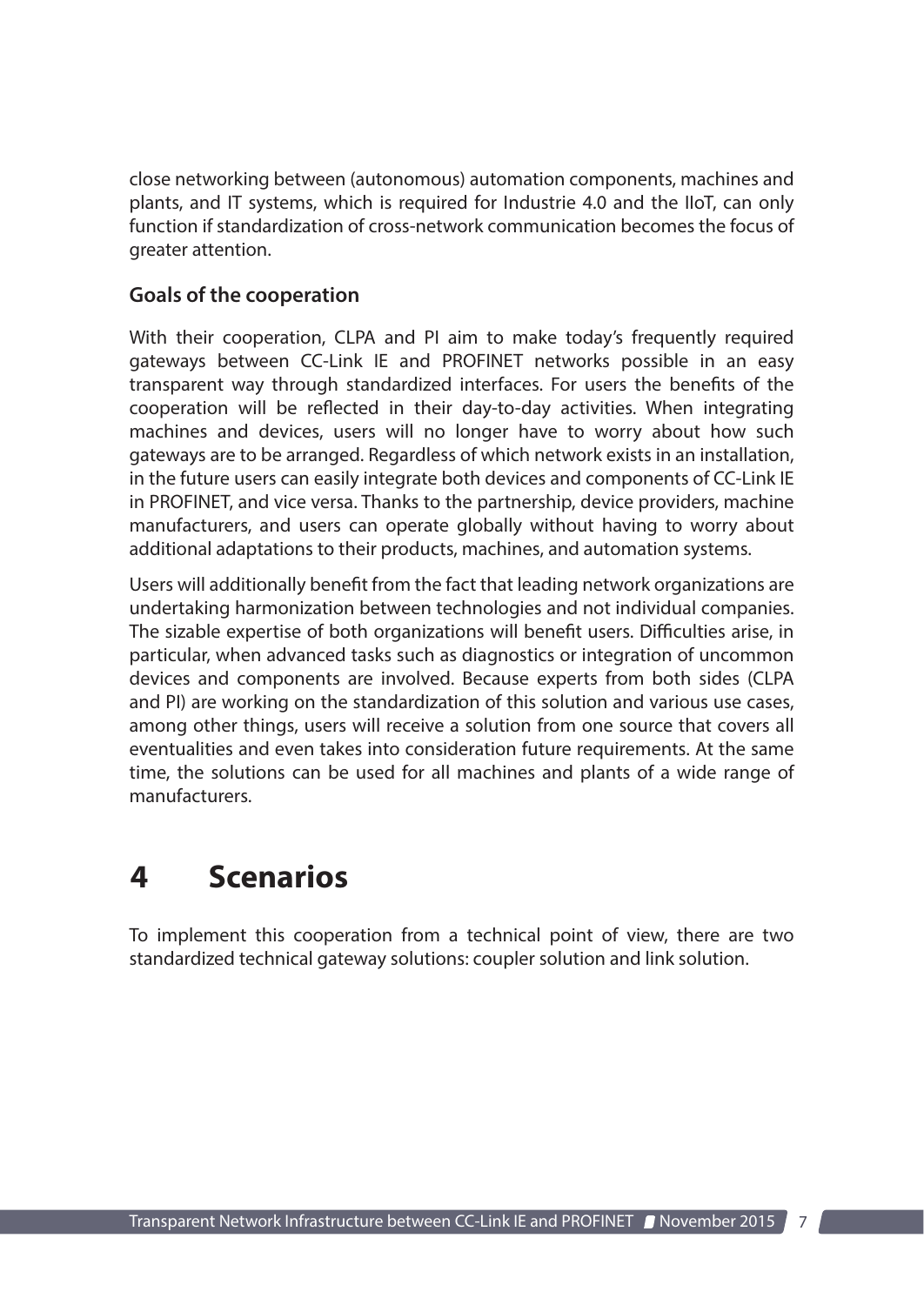close networking between (autonomous) automation components, machines and plants, and IT systems, which is required for Industrie 4.0 and the IIoT, can only function if standardization of cross-network communication becomes the focus of greater attention.

### Goals of the cooperation

With their cooperation, CLPA and PI aim to make today's frequently required gateways between CC-Link IE and PROFINET networks possible in an easy transparent way through standardized interfaces. For users the benefits of the cooperation will be reflected in their day-to-day activities. When integrating machines and devices, users will no longer have to worry about how such gateways are to be arranged. Regardless of which network exists in an installation, in the future users can easily integrate both devices and components of CC-Link IE in PROFINET, and vice versa. Thanks to the partnership, device providers, machine manufacturers, and users can operate globally without having to worry about additional adaptations to their products, machines, and automation systems.

Users will additionally benefit from the fact that leading network organizations are undertaking harmonization between technologies and not individual companies. The sizable expertise of both organizations will benefit users. Difficulties arise, in particular, when advanced tasks such as diagnostics or integration of uncommon devices and components are involved. Because experts from both sides (CLPA and PI) are working on the standardization of this solution and various use cases, among other things, users will receive a solution from one source that covers all eventualities and even takes into consideration future requirements. At the same time, the solutions can be used for all machines and plants of a wide range of manufacturers.

# 4 Scenarios

To implement this cooperation from a technical point of view, there are two standardized technical gateway solutions: coupler solution and link solution.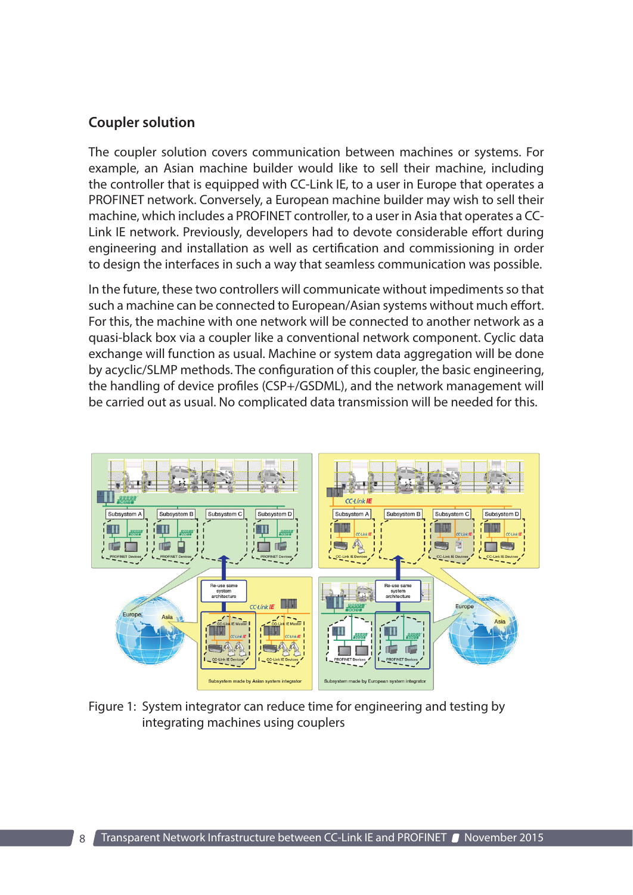## Coupler solution

The coupler solution covers communication between machines or systems. For example, an Asian machine builder would like to sell their machine, including the controller that is equipped with CC-Link IE, to a user in Europe that operates a PROFINET network. Conversely, a European machine builder may wish to sell their machine, which includes a PROFINET controller, to a user in Asia that operates a CC-Link IE network. Previously, developers had to devote considerable effort during engineering and installation as well as certification and commissioning in order to design the interfaces in such a way that seamless communication was possible.

In the future, these two controllers will communicate without impediments so that such a machine can be connected to European/Asian systems without much effort. For this, the machine with one network will be connected to another network as a quasi-black box via a coupler like a conventional network component. Cyclic data exchange will function as usual. Machine or system data aggregation will be done by acyclic/SLMP methods. The configuration of this coupler, the basic engineering, the handling of device profiles (CSP+/GSDML), and the network management will be carried out as usual. No complicated data transmission will be needed for this.

Figure 1: System integrator can reduce time for engineering and testing by integrating machines using couplers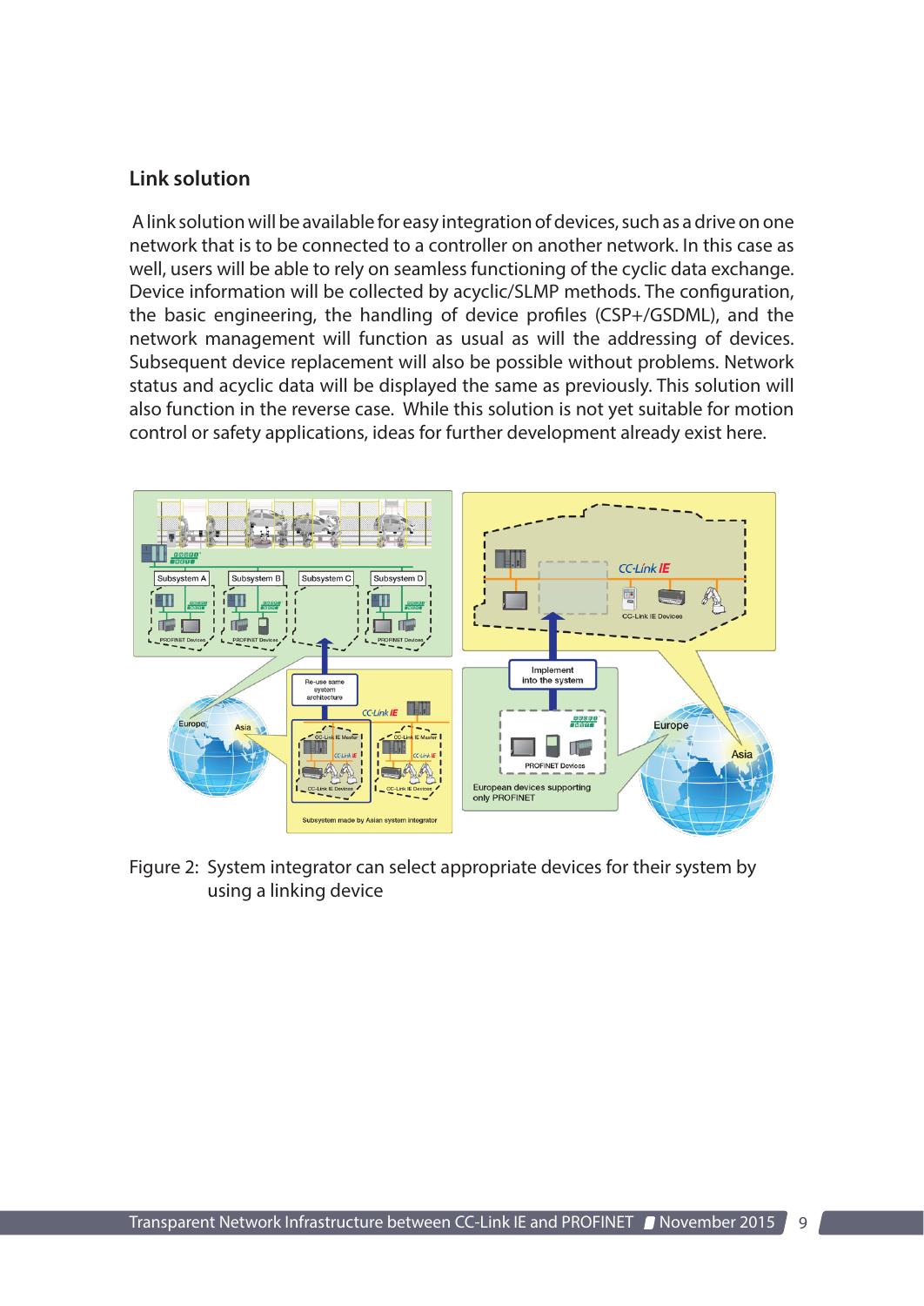## Link solution

A link solution will be available for easy integration of devices, such as a drive on one network that is to be connected to a controller on another network. In this case as well, users will be able to rely on seamless functioning of the cyclic data exchange. Device information will be collected by acyclic/SLMP methods. The configuration, the basic engineering, the handling of device profiles (CSP+/GSDML), and the network management will function as usual as will the addressing of devices. Subsequent device replacement will also be possible without problems. Network status and acyclic data will be displayed the same as previously. This solution will also function in the reverse case. While this solution is not yet suitable for motion control or safety applications, ideas for further development already exist here.

Figure 2: System integrator can select appropriate devices for their system by using a linking device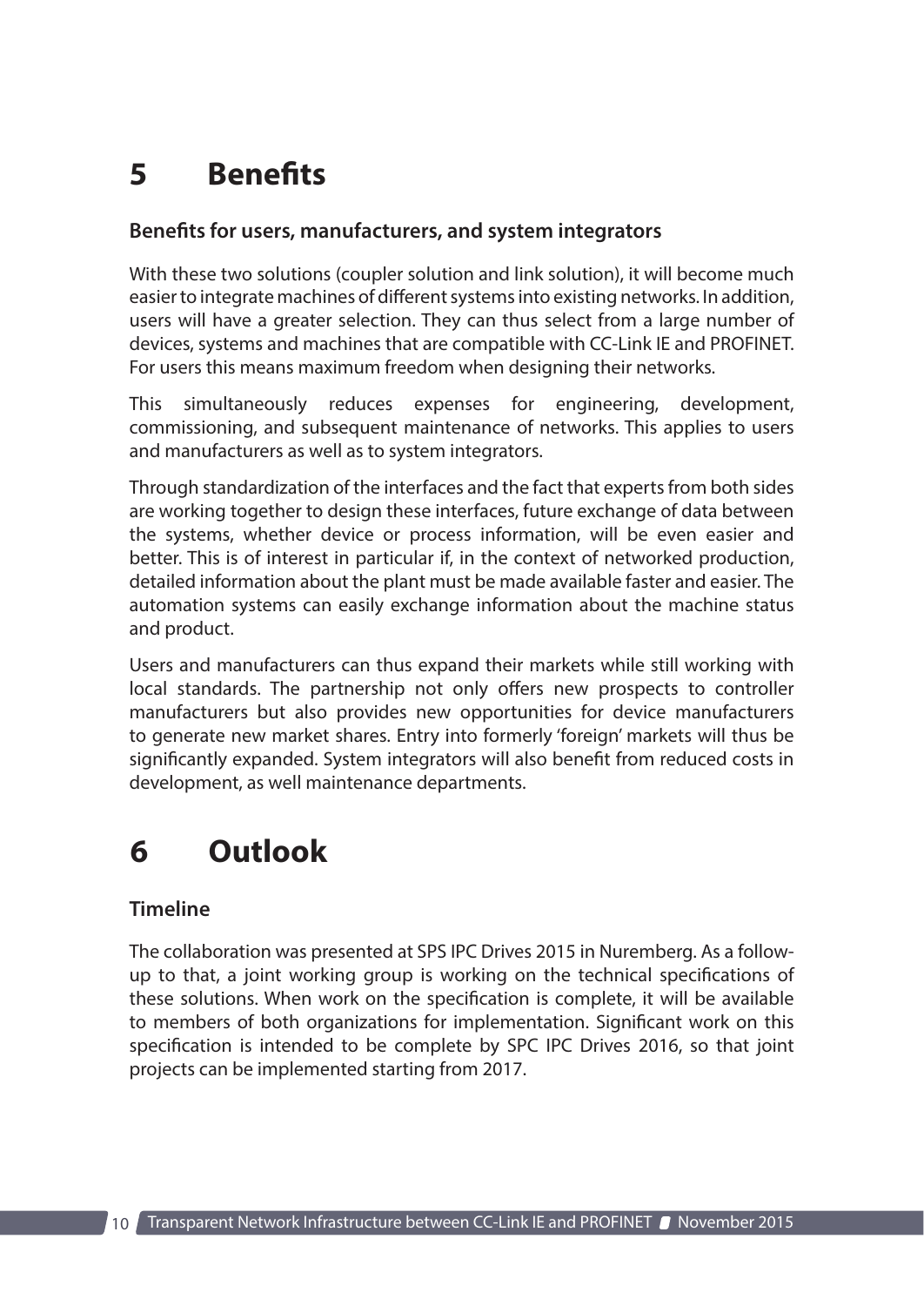# 5 Benefits

### Benefits for users, manufacturers, and system integrators

With these two solutions (coupler solution and link solution), it will become much easier to integrate machines of different systems into existing networks. In addition, users will have a greater selection. They can thus select from a large number of devices, systems and machines that are compatible with CC-Link IE and PROFINET. For users this means maximum freedom when designing their networks.

This simultaneously reduces expenses for engineering, development, commissioning, and subsequent maintenance of networks. This applies to users and manufacturers as well as to system integrators.

Through standardization of the interfaces and the fact that experts from both sides are working together to design these interfaces, future exchange of data between the systems, whether device or process information, will be even easier and better. This is of interest in particular if, in the context of networked production, detailed information about the plant must be made available faster and easier. The automation systems can easily exchange information about the machine status and product.

Users and manufacturers can thus expand their markets while still working with local standards. The partnership not only offers new prospects to controller manufacturers but also provides new opportunities for device manufacturers to generate new market shares. Entry into formerly 'foreign' markets will thus be significantly expanded. System integrators will also benefit from reduced costs in development, as well maintenance departments.

# 6 Outlook

### Timeline

The collaboration was presented at SPS IPC Drives 2015 in Nuremberg. As a follow-up to that, a joint working group is working on the technical specifications of these solutions. When work on the specification is complete, it will be available to members of both organizations for implementation. Significant work on this specification is intended to be complete by SPC IPC Drives 2016, so that joint projects can be implemented starting from 2017.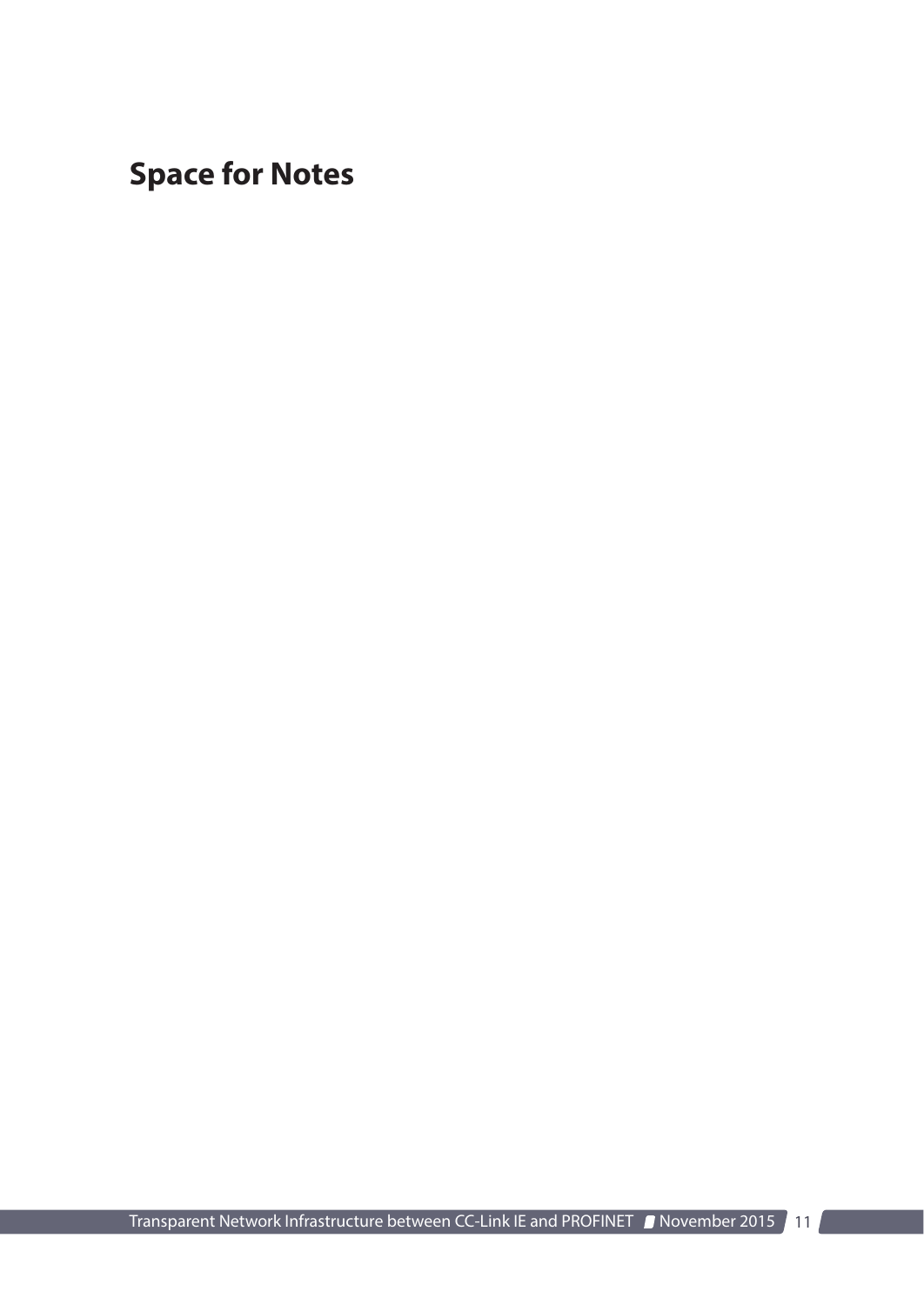## Space for Notes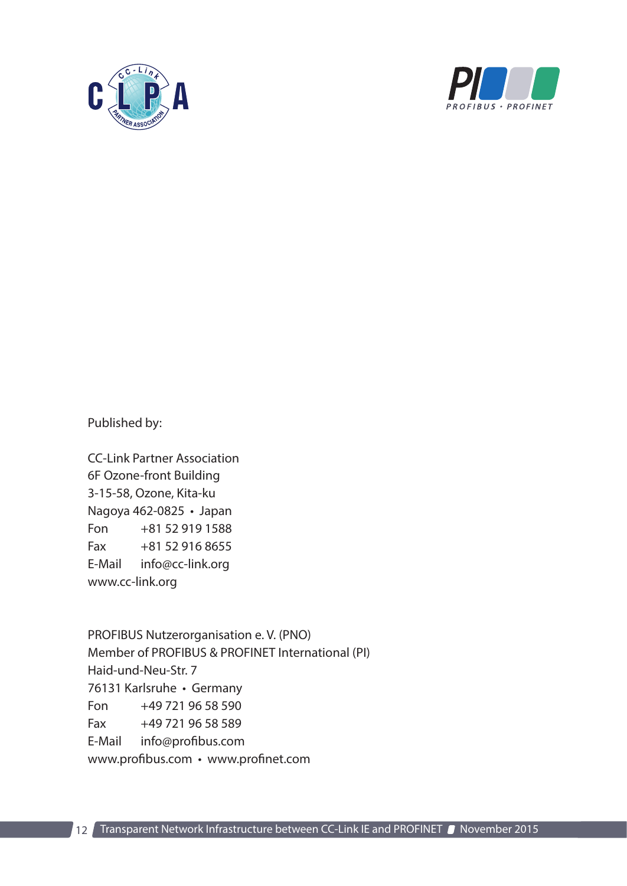Published by:

CC-Link Partner Association
6F Ozone-front Building
3-15-58, Ozone, Kita-ku
Nagoya 462-0825 • Japan
Fon +81 52 919 1588
Fax +81 52 916 8655
E-Mail info@cc-link.org
www.cc-link.org

PROFIBUS Nutzerorganisation e. V. (PNO)
Member of PROFIBUS & PROFINET International (PI)
Haid-und-Neu-Str. 7
76131 Karlsruhe • Germany
Fon +49 721 96 58 590
Fax +49 721 96 58 589
E-Mail info@profibus.com
www.profibus.com • www.profinet.com